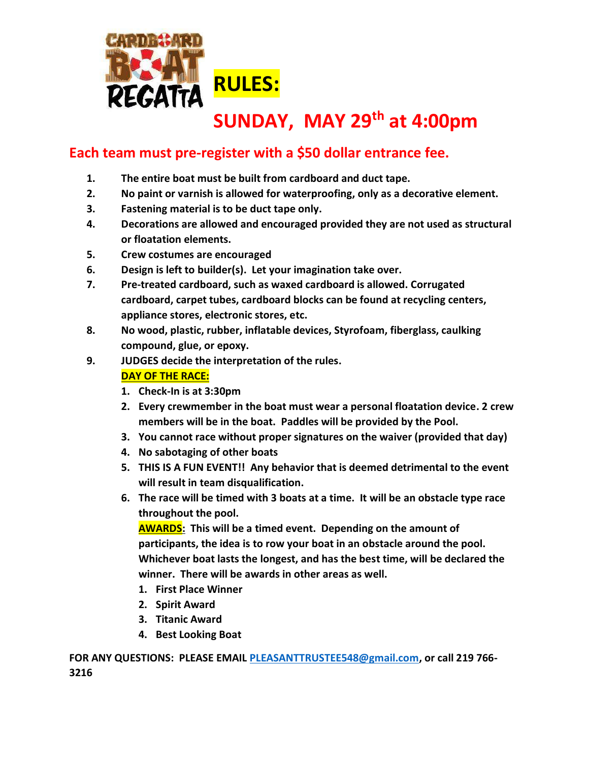# CARDBOARD BOAT REGATTA RULES:

## SUNDAY, MAY 29th at 4:00pm

## Each team must pre-register with a $50 dollar entrance fee.

1. **The entire boat must be built from cardboard and duct tape.**
2. **No paint or varnish is allowed for waterproofing, only as a decorative element.**
3. **Fastening material is to be duct tape only.**
4. **Decorations are allowed and encouraged provided they are not used as structural or floatation elements.**
5. **Crew costumes are encouraged**
6. **Design is left to builder(s). Let your imagination take over.**
7. **Pre-treated cardboard, such as waxed cardboard is allowed. Corrugated cardboard, carpet tubes, cardboard blocks can be found at recycling centers, appliance stores, electronic stores, etc.**
8. **No wood, plastic, rubber, inflatable devices, Styrofoam, fiberglass, caulking compound, glue, or epoxy.**
9. **JUDGES decide the interpretation of the rules.**

**DAY OF THE RACE:**

1. **Check-In is at 3:30pm**
2. **Every crewmember in the boat must wear a personal floatation device. 2 crew members will be in the boat. Paddles will be provided by the Pool.**
3. **You cannot race without proper signatures on the waiver (provided that day)**
4. **No sabotaging of other boats**
5. **THIS IS A FUN EVENT!! Any behavior that is deemed detrimental to the event will result in team disqualification.**
6. **The race will be timed with 3 boats at a time. It will be an obstacle type race throughout the pool.**

**AWARDS: This will be a timed event. Depending on the amount of participants, the idea is to row your boat in an obstacle around the pool. Whichever boat lasts the longest, and has the best time, will be declared the winner. There will be awards in other areas as well.**

1. **First Place Winner**
2. **Spirit Award**
3. **Titanic Award**
4. **Best Looking Boat**

**FOR ANY QUESTIONS: PLEASE EMAIL PLEASANTTRUSTEE548@gmail.com, or call 219 766-3216**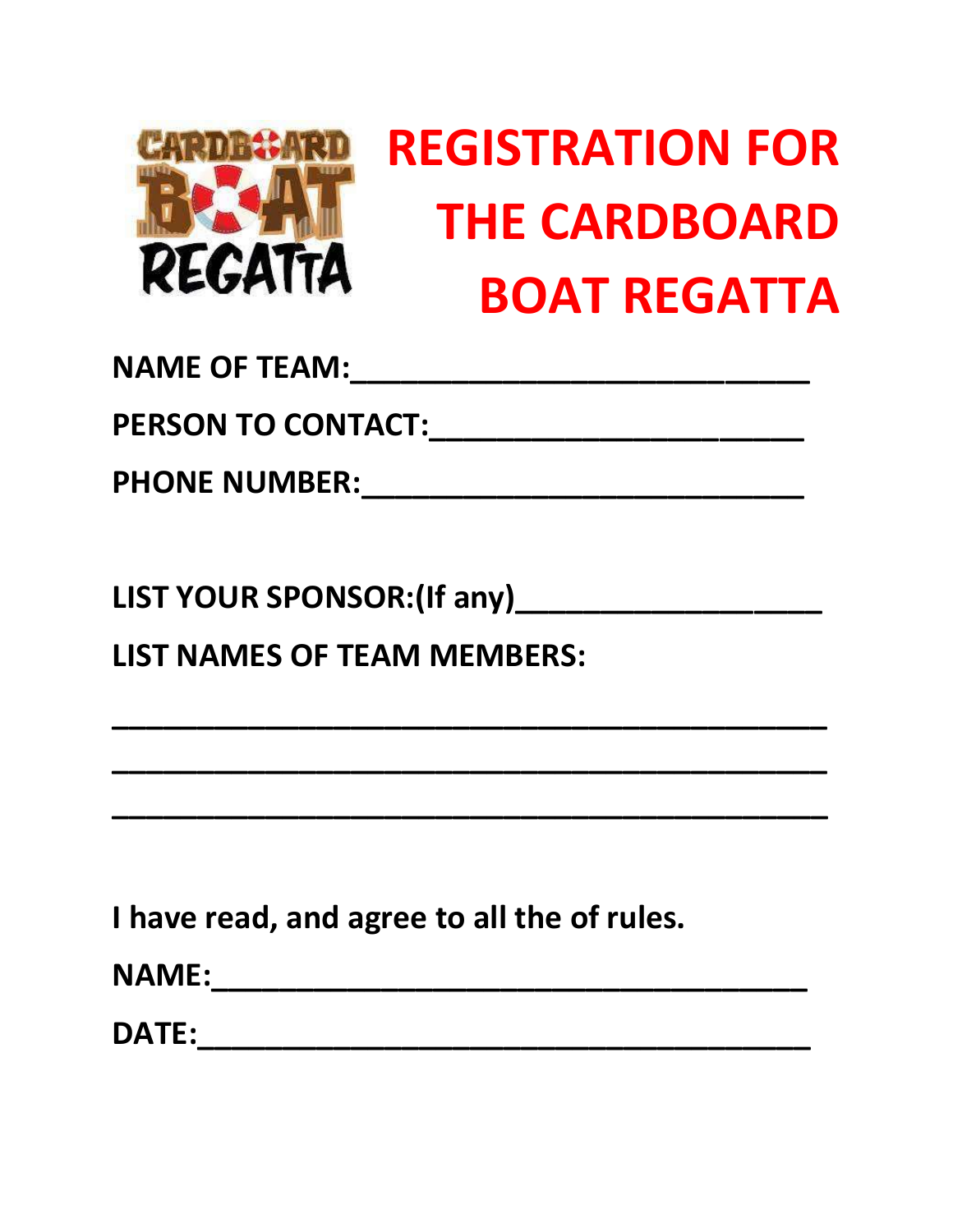# REGISTRATION FOR THE CARDBOARD BOAT REGATTA

**NAME OF TEAM:**___________________________

**PERSON TO CONTACT:**______________________

**PHONE NUMBER:**__________________________

**LIST YOUR SPONSOR:(If any)**__________________

**LIST NAMES OF TEAM MEMBERS:**

__________________________________________

__________________________________________

__________________________________________

**I have read, and agree to all the of rules.**

**NAME:**___________________________________

**DATE:**___________________________________